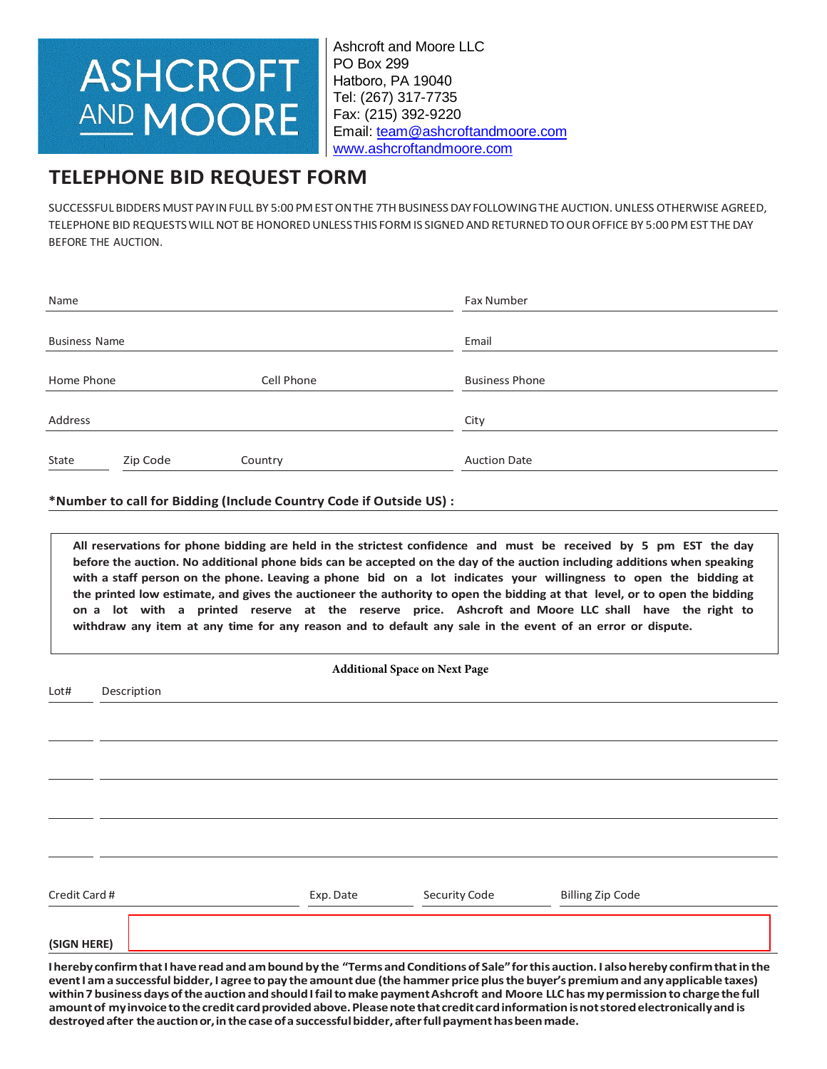**ASHCROFT AND MOORE**

Ashcroft and Moore LLC
PO Box 299
Hatboro, PA 19040
Tel: (267) 317-7735
Fax: (215) 392-9220
Email: team@ashcroftandmoore.com
www.ashcroftandmoore.com

# TELEPHONE BID REQUEST FORM

SUCCESSFUL BIDDERS MUST PAY IN FULL BY 5:00 PM EST ON THE 7TH BUSINESS DAY FOLLOWING THE AUCTION. UNLESS OTHERWISE AGREED, TELEPHONE BID REQUESTS WILL NOT BE HONORED UNLESS THIS FORM IS SIGNED AND RETURNED TO OUR OFFICE BY 5:00 PM EST THE DAY BEFORE THE AUCTION.

Name ______________________ Fax Number ______________________

Business Name ______________________ Email ______________________

Home Phone ____________ Cell Phone ____________ Business Phone ______________________

Address ______________________ City ______________________

State ______ Zip Code ______ Country ______ Auction Date ______________________

**\*Number to call for Bidding (Include Country Code if Outside US) :** ______________________

**All reservations for phone bidding are held in the strictest confidence and must be received by 5 pm EST the day before the auction. No additional phone bids can be accepted on the day of the auction including additions when speaking with a staff person on the phone. Leaving a phone bid on a lot indicates your willingness to open the bidding at the printed low estimate, and gives the auctioneer the authority to open the bidding at that level, or to open the bidding on a lot with a printed reserve at the reserve price. Ashcroft and Moore LLC shall have the right to withdraw any item at any time for any reason and to default any sale in the event of an error or dispute.**

**Additional Space on Next Page**

| Lot# | Description |
| --- | --- |
| | |
| | |
| | |
| | |

Credit Card # ____________ Exp. Date ______ Security Code ______ Billing Zip Code ______

**(SIGN HERE)** ______________________

**I hereby confirm that I have read and am bound by the "Terms and Conditions of Sale" for this auction. I also hereby confirm that in the event I am a successful bidder, I agree to pay the amount due (the hammer price plus the buyer's premium and any applicable taxes) within 7 business days of the auction and should I fail to make payment Ashcroft and Moore LLC has my permission to charge the full amount of my invoice to the credit card provided above. Please note that credit card information is not stored electronically and is destroyed after the auction or, in the case of a successful bidder, after full payment has been made.**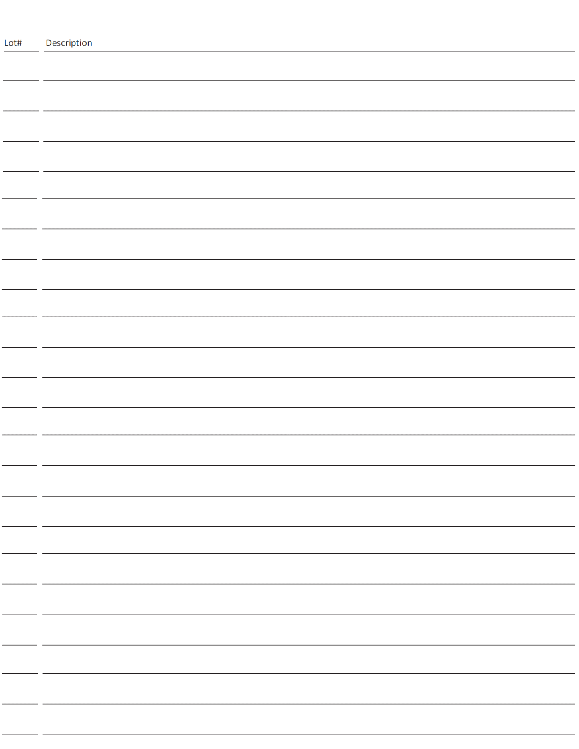| Lot# | Description |
| --- | --- |
| | |
| | |
| | |
| | |
| | |
| | |
| | |
| | |
| | |
| | |
| | |
| | |
| | |
| | |
| | |
| | |
| | |
| | |
| | |
| | |
| | |
| | |
| | |